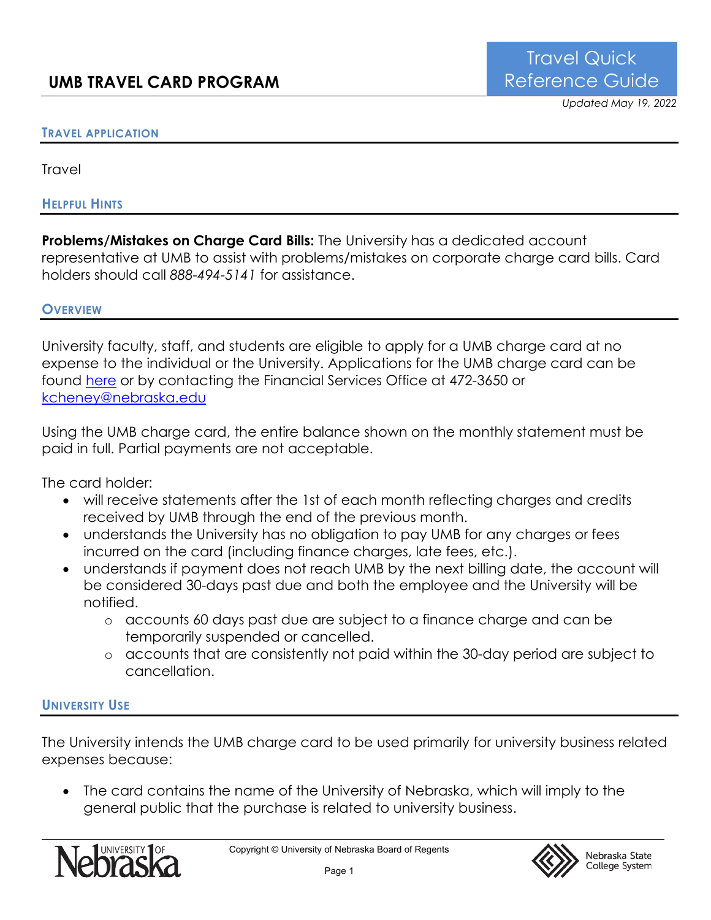# UMB TRAVEL CARD PROGRAM

Travel Quick Reference Guide

*Updated May 19, 2022*

## TRAVEL APPLICATION

Travel

## HELPFUL HINTS

**Problems/Mistakes on Charge Card Bills:** The University has a dedicated account representative at UMB to assist with problems/mistakes on corporate charge card bills. Card holders should call *888-494-5141* for assistance.

## OVERVIEW

University faculty, staff, and students are eligible to apply for a UMB charge card at no expense to the individual or the University. Applications for the UMB charge card can be found here or by contacting the Financial Services Office at 472-3650 or kcheney@nebraska.edu

Using the UMB charge card, the entire balance shown on the monthly statement must be paid in full. Partial payments are not acceptable.

The card holder:

- will receive statements after the 1st of each month reflecting charges and credits received by UMB through the end of the previous month.
- understands the University has no obligation to pay UMB for any charges or fees incurred on the card (including finance charges, late fees, etc.).
- understands if payment does not reach UMB by the next billing date, the account will be considered 30-days past due and both the employee and the University will be notified.
  - accounts 60 days past due are subject to a finance charge and can be temporarily suspended or cancelled.
  - accounts that are consistently not paid within the 30-day period are subject to cancellation.

## UNIVERSITY USE

The University intends the UMB charge card to be used primarily for university business related expenses because:

- The card contains the name of the University of Nebraska, which will imply to the general public that the purchase is related to university business.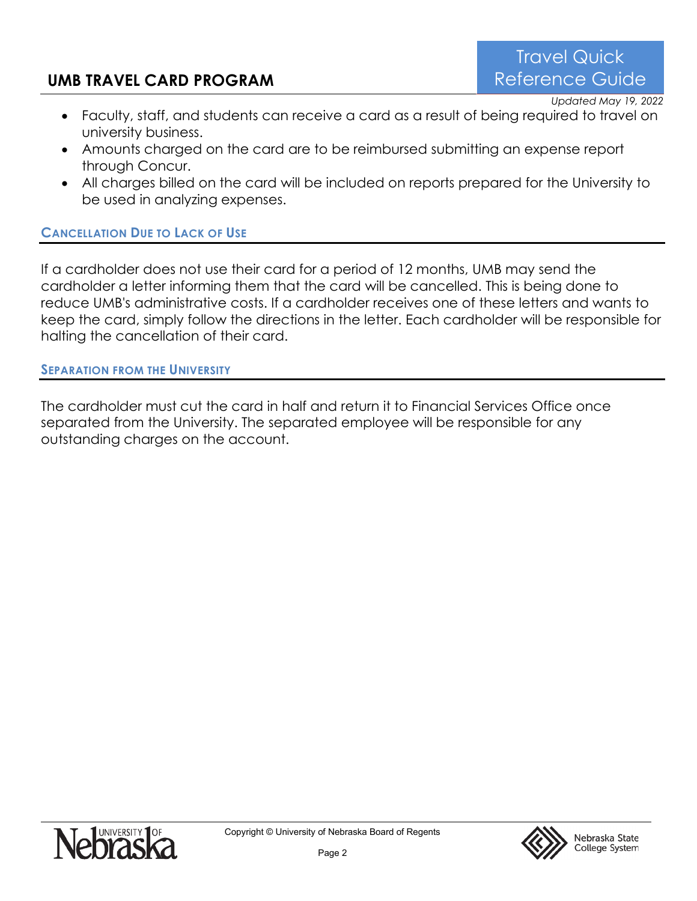- Faculty, staff, and students can receive a card as a result of being required to travel on university business.
- Amounts charged on the card are to be reimbursed submitting an expense report through Concur.
- All charges billed on the card will be included on reports prepared for the University to be used in analyzing expenses.

## Cancellation Due to Lack of Use

If a cardholder does not use their card for a period of 12 months, UMB may send the cardholder a letter informing them that the card will be cancelled. This is being done to reduce UMB's administrative costs. If a cardholder receives one of these letters and wants to keep the card, simply follow the directions in the letter. Each cardholder will be responsible for halting the cancellation of their card.

## Separation from the University

The cardholder must cut the card in half and return it to Financial Services Office once separated from the University. The separated employee will be responsible for any outstanding charges on the account.